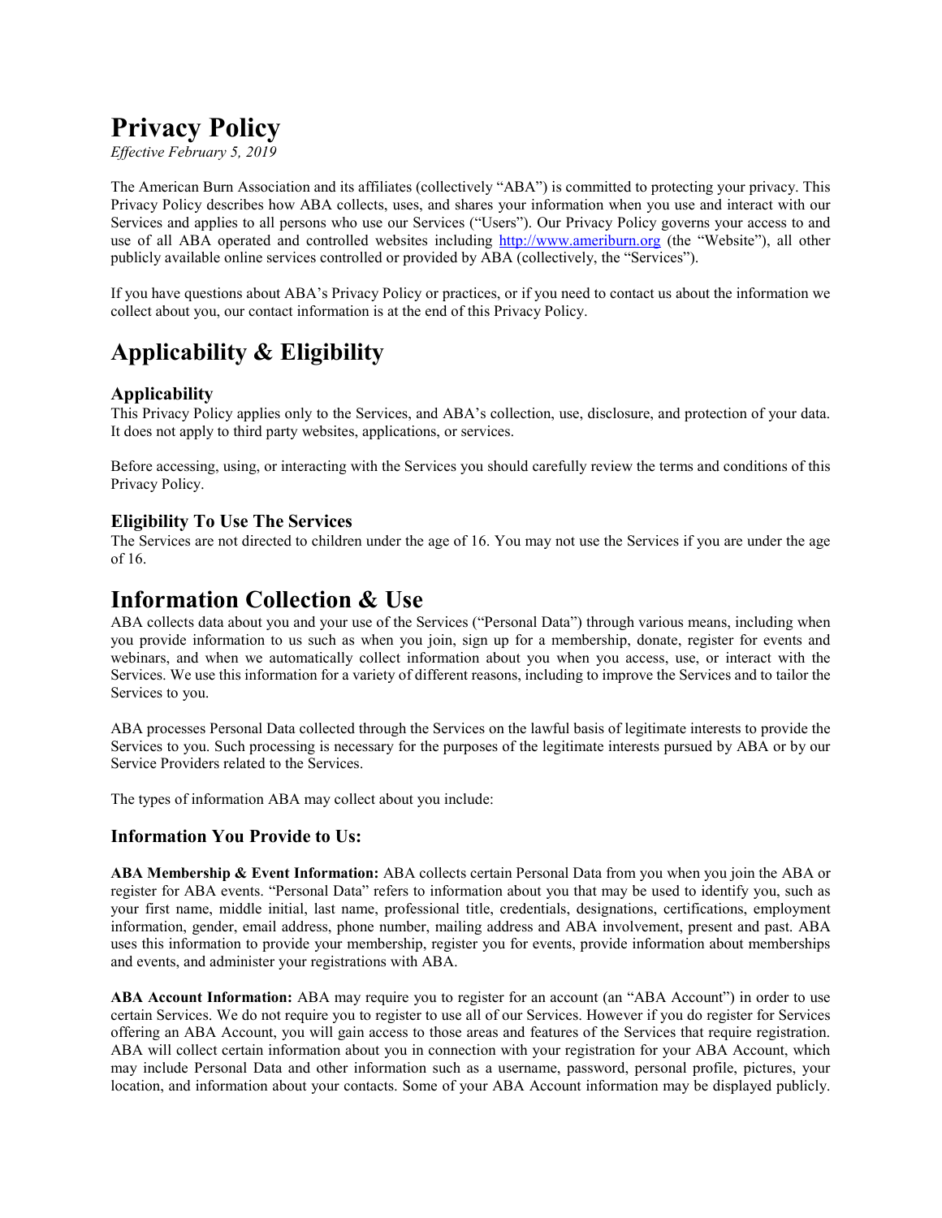# Privacy Policy

*Effective February 5, 2019*

The American Burn Association and its affiliates (collectively "ABA") is committed to protecting your privacy. This Privacy Policy describes how ABA collects, uses, and shares your information when you use and interact with our Services and applies to all persons who use our Services ("Users"). Our Privacy Policy governs your access to and use of all ABA operated and controlled websites including [http://www.ameriburn.org](http://www.ameriburn.org) (the "Website"), all other publicly available online services controlled or provided by ABA (collectively, the "Services").

If you have questions about ABA's Privacy Policy or practices, or if you need to contact us about the information we collect about you, our contact information is at the end of this Privacy Policy.

## Applicability & Eligibility

### Applicability

This Privacy Policy applies only to the Services, and ABA's collection, use, disclosure, and protection of your data. It does not apply to third party websites, applications, or services.

Before accessing, using, or interacting with the Services you should carefully review the terms and conditions of this Privacy Policy.

### Eligibility To Use The Services

The Services are not directed to children under the age of 16. You may not use the Services if you are under the age of 16.

## Information Collection & Use

ABA collects data about you and your use of the Services ("Personal Data") through various means, including when you provide information to us such as when you join, sign up for a membership, donate, register for events and webinars, and when we automatically collect information about you when you access, use, or interact with the Services. We use this information for a variety of different reasons, including to improve the Services and to tailor the Services to you.

ABA processes Personal Data collected through the Services on the lawful basis of legitimate interests to provide the Services to you. Such processing is necessary for the purposes of the legitimate interests pursued by ABA or by our Service Providers related to the Services.

The types of information ABA may collect about you include:

### Information You Provide to Us:

**ABA Membership & Event Information:** ABA collects certain Personal Data from you when you join the ABA or register for ABA events. "Personal Data" refers to information about you that may be used to identify you, such as your first name, middle initial, last name, professional title, credentials, designations, certifications, employment information, gender, email address, phone number, mailing address and ABA involvement, present and past. ABA uses this information to provide your membership, register you for events, provide information about memberships and events, and administer your registrations with ABA.

**ABA Account Information:** ABA may require you to register for an account (an "ABA Account") in order to use certain Services. We do not require you to register to use all of our Services. However if you do register for Services offering an ABA Account, you will gain access to those areas and features of the Services that require registration. ABA will collect certain information about you in connection with your registration for your ABA Account, which may include Personal Data and other information such as a username, password, personal profile, pictures, your location, and information about your contacts. Some of your ABA Account information may be displayed publicly.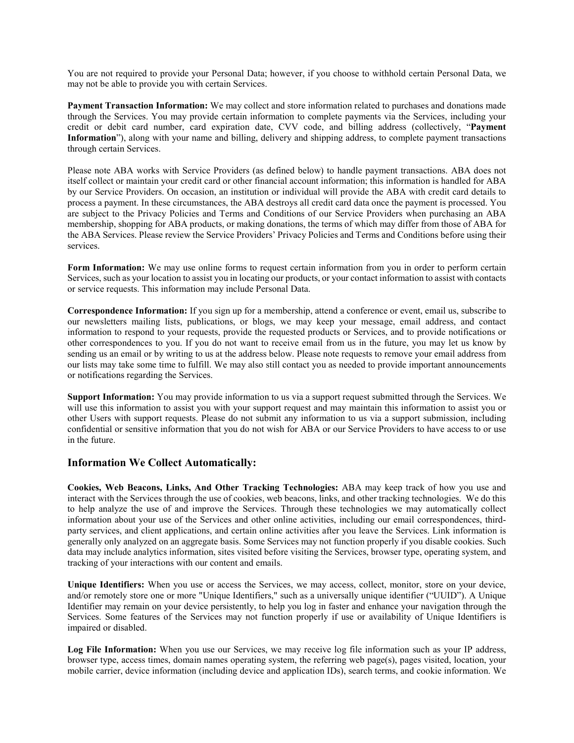You are not required to provide your Personal Data; however, if you choose to withhold certain Personal Data, we may not be able to provide you with certain Services.

**Payment Transaction Information:** We may collect and store information related to purchases and donations made through the Services. You may provide certain information to complete payments via the Services, including your credit or debit card number, card expiration date, CVV code, and billing address (collectively, "**Payment Information**"), along with your name and billing, delivery and shipping address, to complete payment transactions through certain Services.

Please note ABA works with Service Providers (as defined below) to handle payment transactions. ABA does not itself collect or maintain your credit card or other financial account information; this information is handled for ABA by our Service Providers. On occasion, an institution or individual will provide the ABA with credit card details to process a payment. In these circumstances, the ABA destroys all credit card data once the payment is processed. You are subject to the Privacy Policies and Terms and Conditions of our Service Providers when purchasing an ABA membership, shopping for ABA products, or making donations, the terms of which may differ from those of ABA for the ABA Services. Please review the Service Providers' Privacy Policies and Terms and Conditions before using their services.

**Form Information:** We may use online forms to request certain information from you in order to perform certain Services, such as your location to assist you in locating our products, or your contact information to assist with contacts or service requests. This information may include Personal Data.

**Correspondence Information:** If you sign up for a membership, attend a conference or event, email us, subscribe to our newsletters mailing lists, publications, or blogs, we may keep your message, email address, and contact information to respond to your requests, provide the requested products or Services, and to provide notifications or other correspondences to you. If you do not want to receive email from us in the future, you may let us know by sending us an email or by writing to us at the address below. Please note requests to remove your email address from our lists may take some time to fulfill. We may also still contact you as needed to provide important announcements or notifications regarding the Services.

**Support Information:** You may provide information to us via a support request submitted through the Services. We will use this information to assist you with your support request and may maintain this information to assist you or other Users with support requests. Please do not submit any information to us via a support submission, including confidential or sensitive information that you do not wish for ABA or our Service Providers to have access to or use in the future.

## Information We Collect Automatically:

**Cookies, Web Beacons, Links, And Other Tracking Technologies:** ABA may keep track of how you use and interact with the Services through the use of cookies, web beacons, links, and other tracking technologies. We do this to help analyze the use of and improve the Services. Through these technologies we may automatically collect information about your use of the Services and other online activities, including our email correspondences, third-party services, and client applications, and certain online activities after you leave the Services. Link information is generally only analyzed on an aggregate basis. Some Services may not function properly if you disable cookies. Such data may include analytics information, sites visited before visiting the Services, browser type, operating system, and tracking of your interactions with our content and emails.

**Unique Identifiers:** When you use or access the Services, we may access, collect, monitor, store on your device, and/or remotely store one or more "Unique Identifiers," such as a universally unique identifier ("UUID"). A Unique Identifier may remain on your device persistently, to help you log in faster and enhance your navigation through the Services. Some features of the Services may not function properly if use or availability of Unique Identifiers is impaired or disabled.

**Log File Information:** When you use our Services, we may receive log file information such as your IP address, browser type, access times, domain names operating system, the referring web page(s), pages visited, location, your mobile carrier, device information (including device and application IDs), search terms, and cookie information. We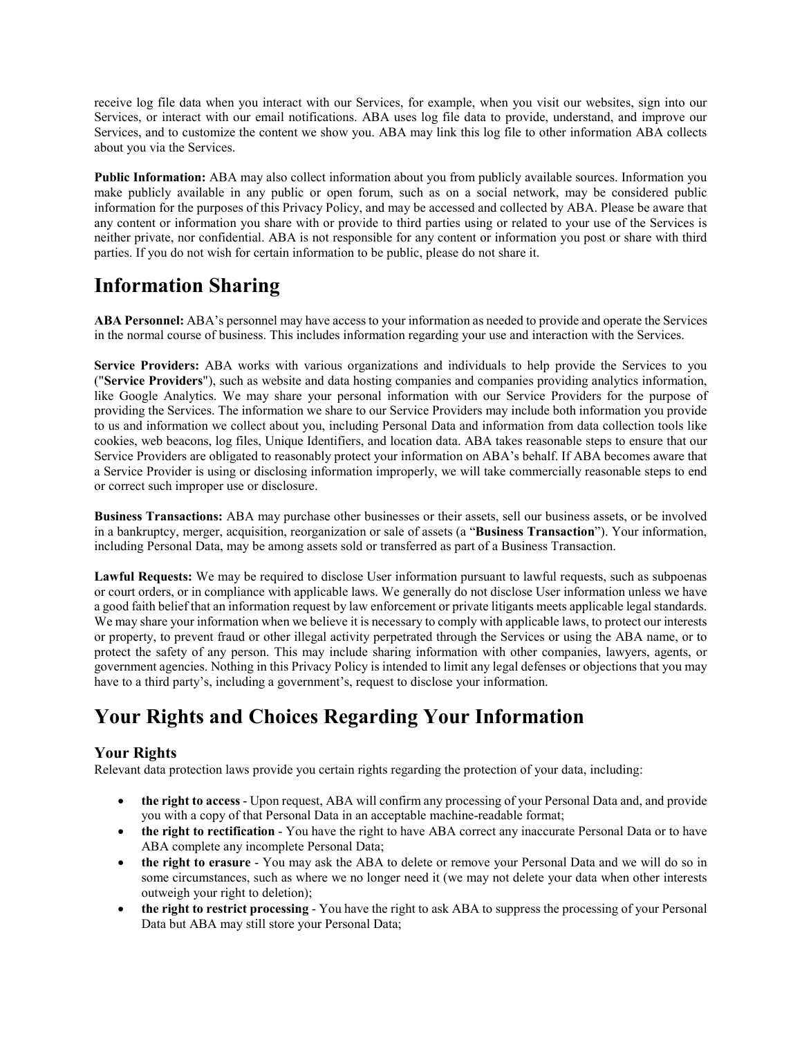receive log file data when you interact with our Services, for example, when you visit our websites, sign into our Services, or interact with our email notifications. ABA uses log file data to provide, understand, and improve our Services, and to customize the content we show you. ABA may link this log file to other information ABA collects about you via the Services.

**Public Information:** ABA may also collect information about you from publicly available sources. Information you make publicly available in any public or open forum, such as on a social network, may be considered public information for the purposes of this Privacy Policy, and may be accessed and collected by ABA. Please be aware that any content or information you share with or provide to third parties using or related to your use of the Services is neither private, nor confidential. ABA is not responsible for any content or information you post or share with third parties. If you do not wish for certain information to be public, please do not share it.

# Information Sharing

**ABA Personnel:** ABA's personnel may have access to your information as needed to provide and operate the Services in the normal course of business. This includes information regarding your use and interaction with the Services.

**Service Providers:** ABA works with various organizations and individuals to help provide the Services to you ("**Service Providers**"), such as website and data hosting companies and companies providing analytics information, like Google Analytics. We may share your personal information with our Service Providers for the purpose of providing the Services. The information we share to our Service Providers may include both information you provide to us and information we collect about you, including Personal Data and information from data collection tools like cookies, web beacons, log files, Unique Identifiers, and location data. ABA takes reasonable steps to ensure that our Service Providers are obligated to reasonably protect your information on ABA's behalf. If ABA becomes aware that a Service Provider is using or disclosing information improperly, we will take commercially reasonable steps to end or correct such improper use or disclosure.

**Business Transactions:** ABA may purchase other businesses or their assets, sell our business assets, or be involved in a bankruptcy, merger, acquisition, reorganization or sale of assets (a "**Business Transaction**"). Your information, including Personal Data, may be among assets sold or transferred as part of a Business Transaction.

**Lawful Requests:** We may be required to disclose User information pursuant to lawful requests, such as subpoenas or court orders, or in compliance with applicable laws. We generally do not disclose User information unless we have a good faith belief that an information request by law enforcement or private litigants meets applicable legal standards. We may share your information when we believe it is necessary to comply with applicable laws, to protect our interests or property, to prevent fraud or other illegal activity perpetrated through the Services or using the ABA name, or to protect the safety of any person. This may include sharing information with other companies, lawyers, agents, or government agencies. Nothing in this Privacy Policy is intended to limit any legal defenses or objections that you may have to a third party's, including a government's, request to disclose your information.

# Your Rights and Choices Regarding Your Information

## Your Rights

Relevant data protection laws provide you certain rights regarding the protection of your data, including:

- **the right to access** - Upon request, ABA will confirm any processing of your Personal Data and, and provide you with a copy of that Personal Data in an acceptable machine-readable format;
- **the right to rectification** - You have the right to have ABA correct any inaccurate Personal Data or to have ABA complete any incomplete Personal Data;
- **the right to erasure** - You may ask the ABA to delete or remove your Personal Data and we will do so in some circumstances, such as where we no longer need it (we may not delete your data when other interests outweigh your right to deletion);
- **the right to restrict processing** - You have the right to ask ABA to suppress the processing of your Personal Data but ABA may still store your Personal Data;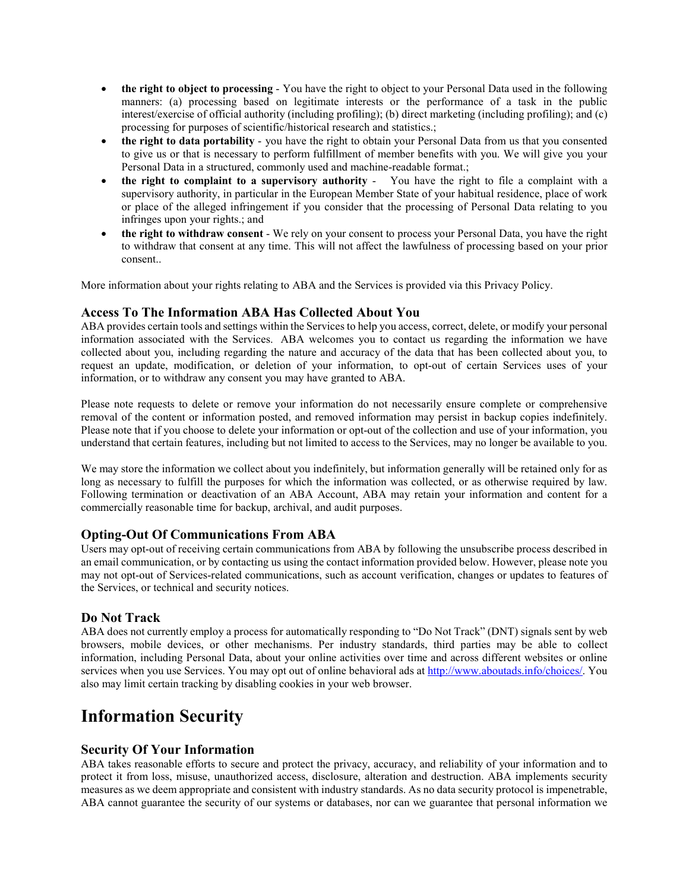- **the right to object to processing** - You have the right to object to your Personal Data used in the following manners: (a) processing based on legitimate interests or the performance of a task in the public interest/exercise of official authority (including profiling); (b) direct marketing (including profiling); and (c) processing for purposes of scientific/historical research and statistics.;
- **the right to data portability** - you have the right to obtain your Personal Data from us that you consented to give us or that is necessary to perform fulfillment of member benefits with you. We will give you your Personal Data in a structured, commonly used and machine-readable format.;
- **the right to complaint to a supervisory authority** - You have the right to file a complaint with a supervisory authority, in particular in the European Member State of your habitual residence, place of work or place of the alleged infringement if you consider that the processing of Personal Data relating to you infringes upon your rights.; and
- **the right to withdraw consent** - We rely on your consent to process your Personal Data, you have the right to withdraw that consent at any time. This will not affect the lawfulness of processing based on your prior consent..

More information about your rights relating to ABA and the Services is provided via this Privacy Policy.

### Access To The Information ABA Has Collected About You

ABA provides certain tools and settings within the Services to help you access, correct, delete, or modify your personal information associated with the Services. ABA welcomes you to contact us regarding the information we have collected about you, including regarding the nature and accuracy of the data that has been collected about you, to request an update, modification, or deletion of your information, to opt-out of certain Services uses of your information, or to withdraw any consent you may have granted to ABA.

Please note requests to delete or remove your information do not necessarily ensure complete or comprehensive removal of the content or information posted, and removed information may persist in backup copies indefinitely. Please note that if you choose to delete your information or opt-out of the collection and use of your information, you understand that certain features, including but not limited to access to the Services, may no longer be available to you.

We may store the information we collect about you indefinitely, but information generally will be retained only for as long as necessary to fulfill the purposes for which the information was collected, or as otherwise required by law. Following termination or deactivation of an ABA Account, ABA may retain your information and content for a commercially reasonable time for backup, archival, and audit purposes.

### Opting-Out Of Communications From ABA

Users may opt-out of receiving certain communications from ABA by following the unsubscribe process described in an email communication, or by contacting us using the contact information provided below. However, please note you may not opt-out of Services-related communications, such as account verification, changes or updates to features of the Services, or technical and security notices.

### Do Not Track

ABA does not currently employ a process for automatically responding to "Do Not Track" (DNT) signals sent by web browsers, mobile devices, or other mechanisms. Per industry standards, third parties may be able to collect information, including Personal Data, about your online activities over time and across different websites or online services when you use Services. You may opt out of online behavioral ads at [http://www.aboutads.info/choices/](http://www.aboutads.info/choices/). You also may limit certain tracking by disabling cookies in your web browser.

## Information Security

### Security Of Your Information

ABA takes reasonable efforts to secure and protect the privacy, accuracy, and reliability of your information and to protect it from loss, misuse, unauthorized access, disclosure, alteration and destruction. ABA implements security measures as we deem appropriate and consistent with industry standards. As no data security protocol is impenetrable, ABA cannot guarantee the security of our systems or databases, nor can we guarantee that personal information we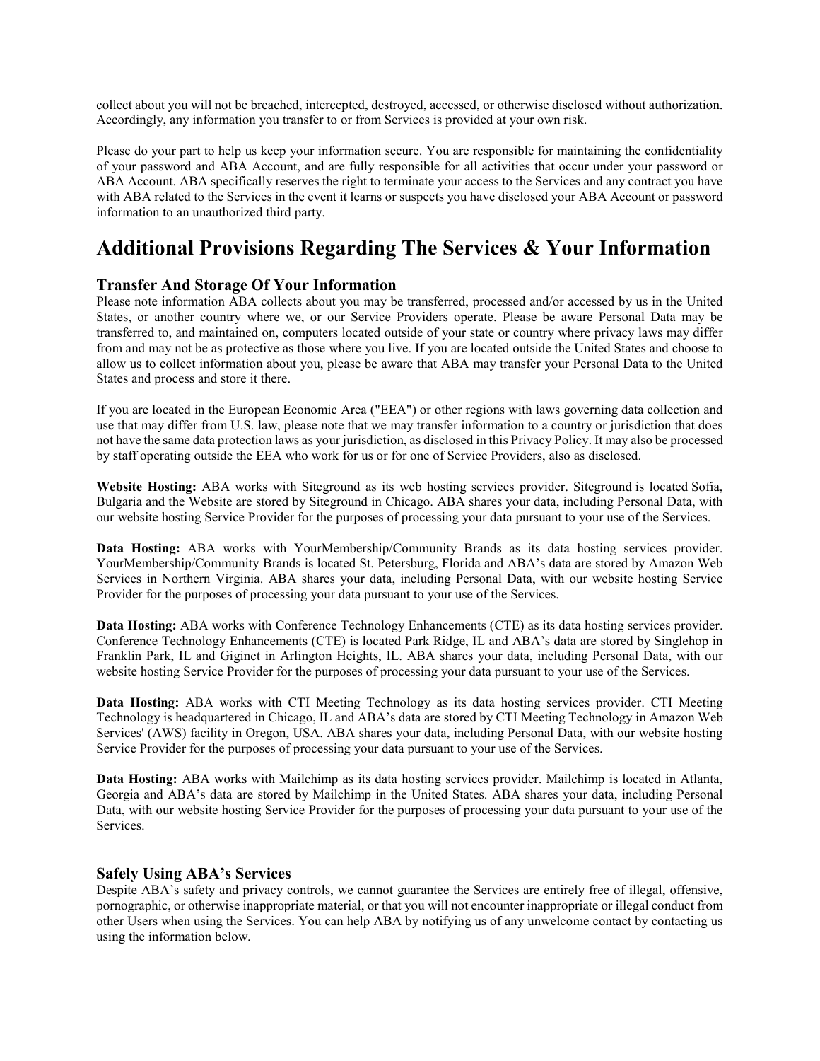collect about you will not be breached, intercepted, destroyed, accessed, or otherwise disclosed without authorization. Accordingly, any information you transfer to or from Services is provided at your own risk.

Please do your part to help us keep your information secure. You are responsible for maintaining the confidentiality of your password and ABA Account, and are fully responsible for all activities that occur under your password or ABA Account. ABA specifically reserves the right to terminate your access to the Services and any contract you have with ABA related to the Services in the event it learns or suspects you have disclosed your ABA Account or password information to an unauthorized third party.

# Additional Provisions Regarding The Services & Your Information

### Transfer And Storage Of Your Information

Please note information ABA collects about you may be transferred, processed and/or accessed by us in the United States, or another country where we, or our Service Providers operate. Please be aware Personal Data may be transferred to, and maintained on, computers located outside of your state or country where privacy laws may differ from and may not be as protective as those where you live. If you are located outside the United States and choose to allow us to collect information about you, please be aware that ABA may transfer your Personal Data to the United States and process and store it there.

If you are located in the European Economic Area ("EEA") or other regions with laws governing data collection and use that may differ from U.S. law, please note that we may transfer information to a country or jurisdiction that does not have the same data protection laws as your jurisdiction, as disclosed in this Privacy Policy. It may also be processed by staff operating outside the EEA who work for us or for one of Service Providers, also as disclosed.

**Website Hosting:** ABA works with Siteground as its web hosting services provider. Siteground is located Sofia, Bulgaria and the Website are stored by Siteground in Chicago. ABA shares your data, including Personal Data, with our website hosting Service Provider for the purposes of processing your data pursuant to your use of the Services.

**Data Hosting:** ABA works with YourMembership/Community Brands as its data hosting services provider. YourMembership/Community Brands is located St. Petersburg, Florida and ABA's data are stored by Amazon Web Services in Northern Virginia. ABA shares your data, including Personal Data, with our website hosting Service Provider for the purposes of processing your data pursuant to your use of the Services.

**Data Hosting:** ABA works with Conference Technology Enhancements (CTE) as its data hosting services provider. Conference Technology Enhancements (CTE) is located Park Ridge, IL and ABA's data are stored by Singlehop in Franklin Park, IL and Giginet in Arlington Heights, IL. ABA shares your data, including Personal Data, with our website hosting Service Provider for the purposes of processing your data pursuant to your use of the Services.

**Data Hosting:** ABA works with CTI Meeting Technology as its data hosting services provider. CTI Meeting Technology is headquartered in Chicago, IL and ABA's data are stored by CTI Meeting Technology in Amazon Web Services' (AWS) facility in Oregon, USA. ABA shares your data, including Personal Data, with our website hosting Service Provider for the purposes of processing your data pursuant to your use of the Services.

**Data Hosting:** ABA works with Mailchimp as its data hosting services provider. Mailchimp is located in Atlanta, Georgia and ABA's data are stored by Mailchimp in the United States. ABA shares your data, including Personal Data, with our website hosting Service Provider for the purposes of processing your data pursuant to your use of the Services.

### Safely Using ABA's Services

Despite ABA's safety and privacy controls, we cannot guarantee the Services are entirely free of illegal, offensive, pornographic, or otherwise inappropriate material, or that you will not encounter inappropriate or illegal conduct from other Users when using the Services. You can help ABA by notifying us of any unwelcome contact by contacting us using the information below.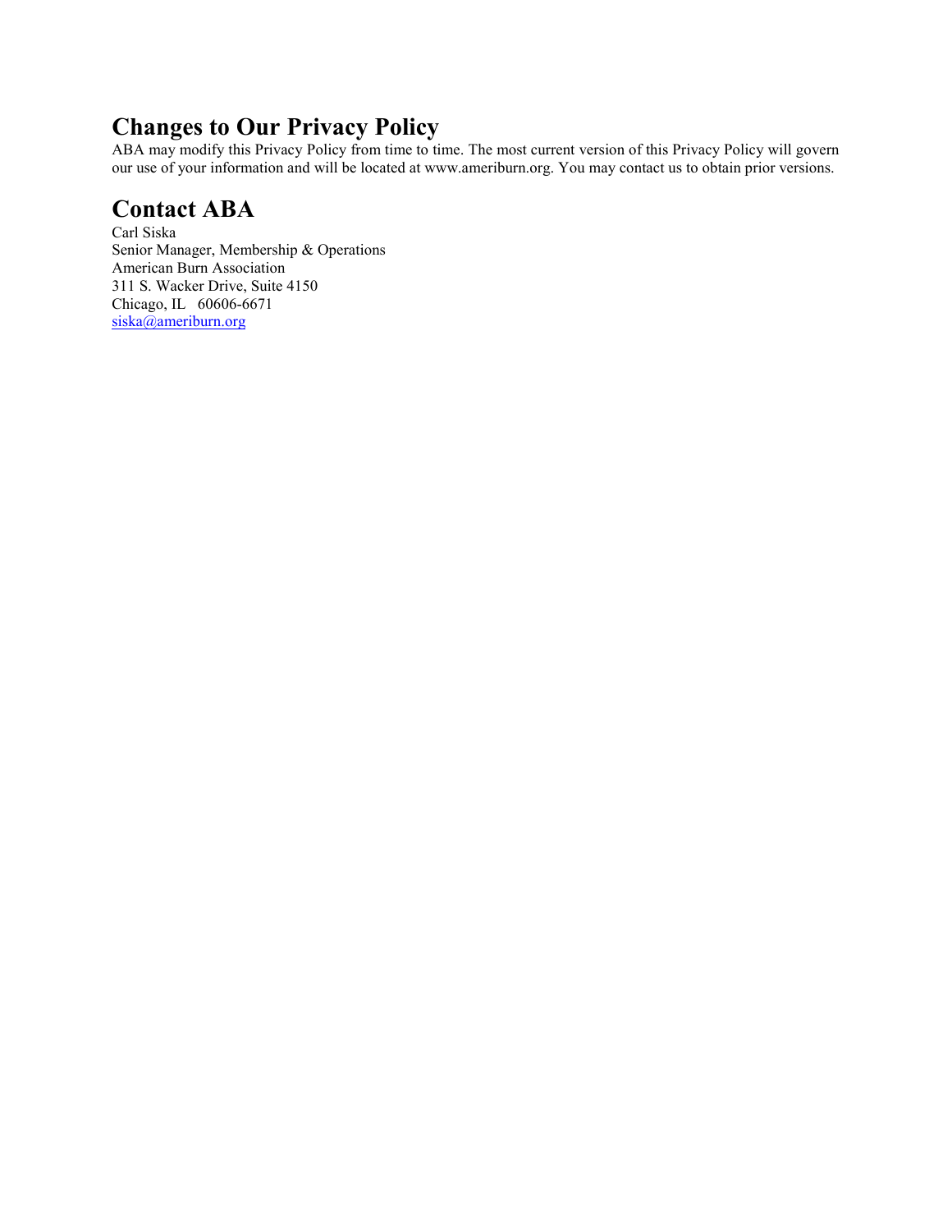## Changes to Our Privacy Policy

ABA may modify this Privacy Policy from time to time. The most current version of this Privacy Policy will govern our use of your information and will be located at www.ameriburn.org. You may contact us to obtain prior versions.

## Contact ABA

Carl Siska
Senior Manager, Membership & Operations
American Burn Association
311 S. Wacker Drive, Suite 4150
Chicago, IL 60606-6671
siska@ameriburn.org